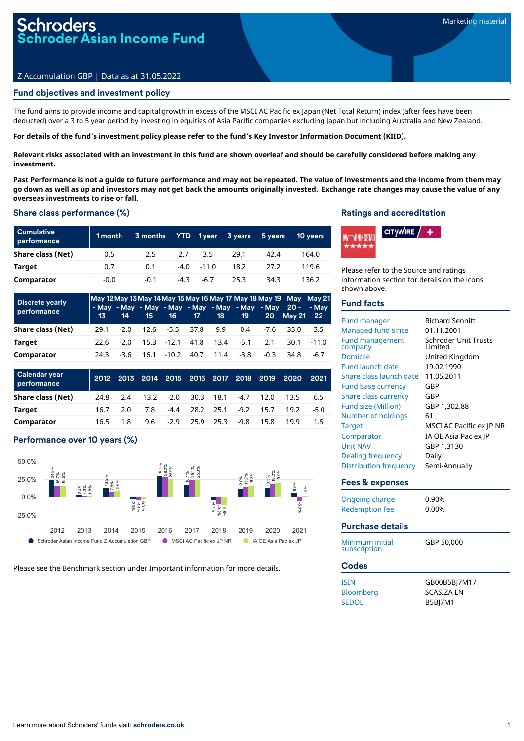# Schroders
# Schroder Asian Income Fund

Marketing material

Z Accumulation GBP | Data as at 31.05.2022

## Fund objectives and investment policy

The fund aims to provide income and capital growth in excess of the MSCI AC Pacific ex Japan (Net Total Return) index (after fees have been deducted) over a 3 to 5 year period by investing in equities of Asia Pacific companies excluding Japan but including Australia and New Zealand.

**For details of the fund's investment policy please refer to the fund's Key Investor Information Document (KIID).**

**Relevant risks associated with an investment in this fund are shown overleaf and should be carefully considered before making any investment.**

**Past Performance is not a guide to future performance and may not be repeated. The value of investments and the income from them may go down as well as up and investors may not get back the amounts originally invested. Exchange rate changes may cause the value of any overseas investments to rise or fall.**

## Share class performance (%)

| Cumulative performance | 1 month | 3 months | YTD | 1 year | 3 years | 5 years | 10 years |
|---|---|---|---|---|---|---|---|
| **Share class (Net)** | 0.5 | 2.5 | 2.7 | 3.5 | 29.1 | 42.4 | 164.0 |
| **Target** | 0.7 | 0.1 | -4.0 | -11.0 | 18.2 | 27.2 | 119.6 |
| **Comparator** | -0.0 | -0.1 | -4.3 | -6.7 | 25.3 | 34.3 | 136.2 |

| Discrete yearly performance | May 12 - May 13 | May 13 - May 14 | May 14 - May 15 | May 15 - May 16 | May 16 - May 17 | May 17 - May 18 | May 18 - May 19 | May 19 - May 20 | May 20 - May 21 | May 21 - May 22 |
|---|---|---|---|---|---|---|---|---|---|---|
| **Share class (Net)** | 29.1 | -2.0 | 12.6 | -5.5 | 37.8 | 9.9 | 0.4 | -7.6 | 35.0 | 3.5 |
| **Target** | 22.6 | -2.0 | 15.3 | -12.1 | 41.8 | 13.4 | -5.1 | 2.1 | 30.1 | -11.0 |
| **Comparator** | 24.3 | -3.6 | 16.1 | -10.2 | 40.7 | 11.4 | -3.8 | -0.3 | 34.8 | -6.7 |

| Calendar year performance | 2012 | 2013 | 2014 | 2015 | 2016 | 2017 | 2018 | 2019 | 2020 | 2021 |
|---|---|---|---|---|---|---|---|---|---|---|
| **Share class (Net)** | 24.8 | 2.4 | 13.2 | -2.0 | 30.3 | 18.1 | -4.7 | 12.0 | 13.5 | 6.5 |
| **Target** | 16.7 | 2.0 | 7.8 | -4.4 | 28.2 | 25.1 | -9.2 | 15.7 | 19.2 | -5.0 |
| **Comparator** | 16.5 | 1.8 | 9.6 | -2.9 | 25.9 | 25.3 | -9.8 | 15.8 | 19.9 | 1.5 |

## Performance over 10 years (%)

| Year | Schroder Asian Income Fund Z Accumulation GBP | MSCI AC Pacific ex JP NR | IA OE Asia Pac ex JP |
|---|---|---|---|
| 2012 | 24.8% | 16.7% | 16.5% |
| 2013 | 2.4% | 2.0% | 1.8% |
| 2014 | 13.2% | 7.8% | 9.6% |
| 2015 | -2.0% | -4.4% | -2.9% |
| 2016 | 30.3% | 28.2% | 25.9% |
| 2017 | 18.1% | 25.1% | 25.3% |
| 2018 | -4.7% | -9.2% | -9.8% |
| 2019 | 12.0% | 15.7% | 15.8% |
| 2020 | 13.5% | 19.2% | 19.9% |
| 2021 | 6.5% | -5.0% | 1.5% |

Please see the Benchmark section under Important information for more details.

## Ratings and accreditation

Please refer to the Source and ratings information section for details on the icons shown above.

## Fund facts

| | |
|---|---|
| Fund manager | Richard Sennitt |
| Managed fund since | 01.11.2001 |
| Fund management company | Schroder Unit Trusts Limited |
| Domicile | United Kingdom |
| Fund launch date | 19.02.1990 |
| Share class launch date | 11.05.2011 |
| Fund base currency | GBP |
| Share class currency | GBP |
| Fund size (Million) | GBP 1,302.88 |
| Number of holdings | 61 |
| Target | MSCI AC Pacific ex JP NR |
| Comparator | IA OE Asia Pac ex JP |
| Unit NAV | GBP 1.3130 |
| Dealing frequency | Daily |
| Distribution frequency | Semi-Annually |

## Fees & expenses

| | |
|---|---|
| Ongoing charge | 0.90% |
| Redemption fee | 0.00% |

## Purchase details

| | |
|---|---|
| Minimum initial subscription | GBP 50,000 |

## Codes

| | |
|---|---|
| ISIN | GB00B5BJ7M17 |
| Bloomberg | SCASIZA LN |
| SEDOL | B5BJ7M1 |

Learn more about Schroders' funds visit: **schroders.co.uk**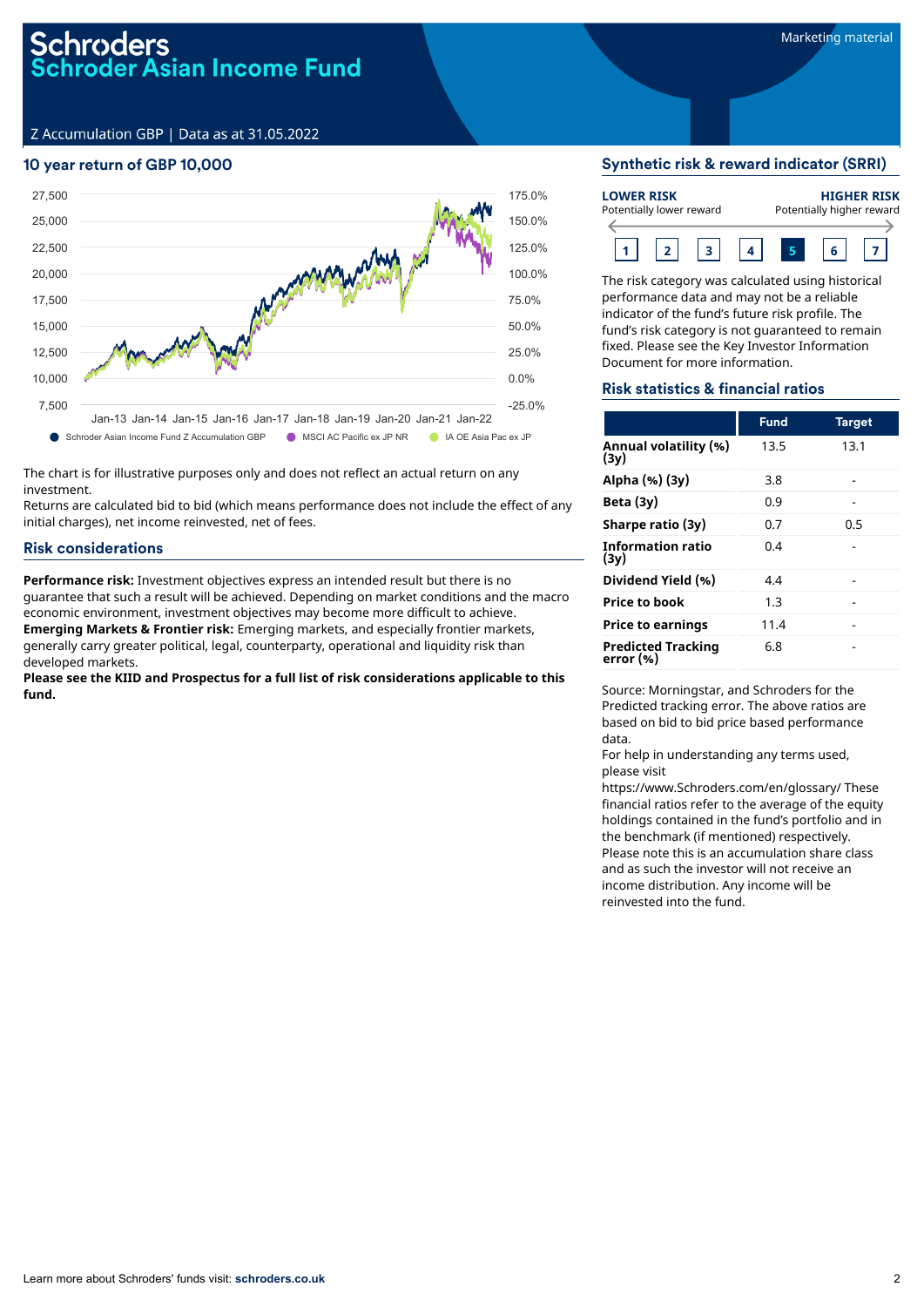# Schroders
# Schroder Asian Income Fund

Marketing material

Z Accumulation GBP | Data as at 31.05.2022

## 10 year return of GBP 10,000

Schroder Asian Income Fund Z Accumulation GBP · MSCI AC Pacific ex JP NR · IA OE Asia Pac ex JP

The chart is for illustrative purposes only and does not reflect an actual return on any investment.

Returns are calculated bid to bid (which means performance does not include the effect of any initial charges), net income reinvested, net of fees.

## Risk considerations

**Performance risk:** Investment objectives express an intended result but there is no guarantee that such a result will be achieved. Depending on market conditions and the macro economic environment, investment objectives may become more difficult to achieve.

**Emerging Markets & Frontier risk:** Emerging markets, and especially frontier markets, generally carry greater political, legal, counterparty, operational and liquidity risk than developed markets.

**Please see the KIID and Prospectus for a full list of risk considerations applicable to this fund.**

## Synthetic risk & reward indicator (SRRI)

**LOWER RISK** Potentially lower reward — **HIGHER RISK** Potentially higher reward

1 | 2 | 3 | 4 | **5** | 6 | 7

The risk category was calculated using historical performance data and may not be a reliable indicator of the fund's future risk profile. The fund's risk category is not guaranteed to remain fixed. Please see the Key Investor Information Document for more information.

## Risk statistics & financial ratios

| | Fund | Target |
|---|---|---|
| **Annual volatility (%) (3y)** | 13.5 | 13.1 |
| **Alpha (%) (3y)** | 3.8 | - |
| **Beta (3y)** | 0.9 | - |
| **Sharpe ratio (3y)** | 0.7 | 0.5 |
| **Information ratio (3y)** | 0.4 | - |
| **Dividend Yield (%)** | 4.4 | - |
| **Price to book** | 1.3 | - |
| **Price to earnings** | 11.4 | - |
| **Predicted Tracking error (%)** | 6.8 | - |

Source: Morningstar, and Schroders for the Predicted tracking error. The above ratios are based on bid to bid price based performance data.

For help in understanding any terms used, please visit https://www.Schroders.com/en/glossary/ These financial ratios refer to the average of the equity holdings contained in the fund's portfolio and in the benchmark (if mentioned) respectively.

Please note this is an accumulation share class and as such the investor will not receive an income distribution. Any income will be reinvested into the fund.

Learn more about Schroders' funds visit: **schroders.co.uk**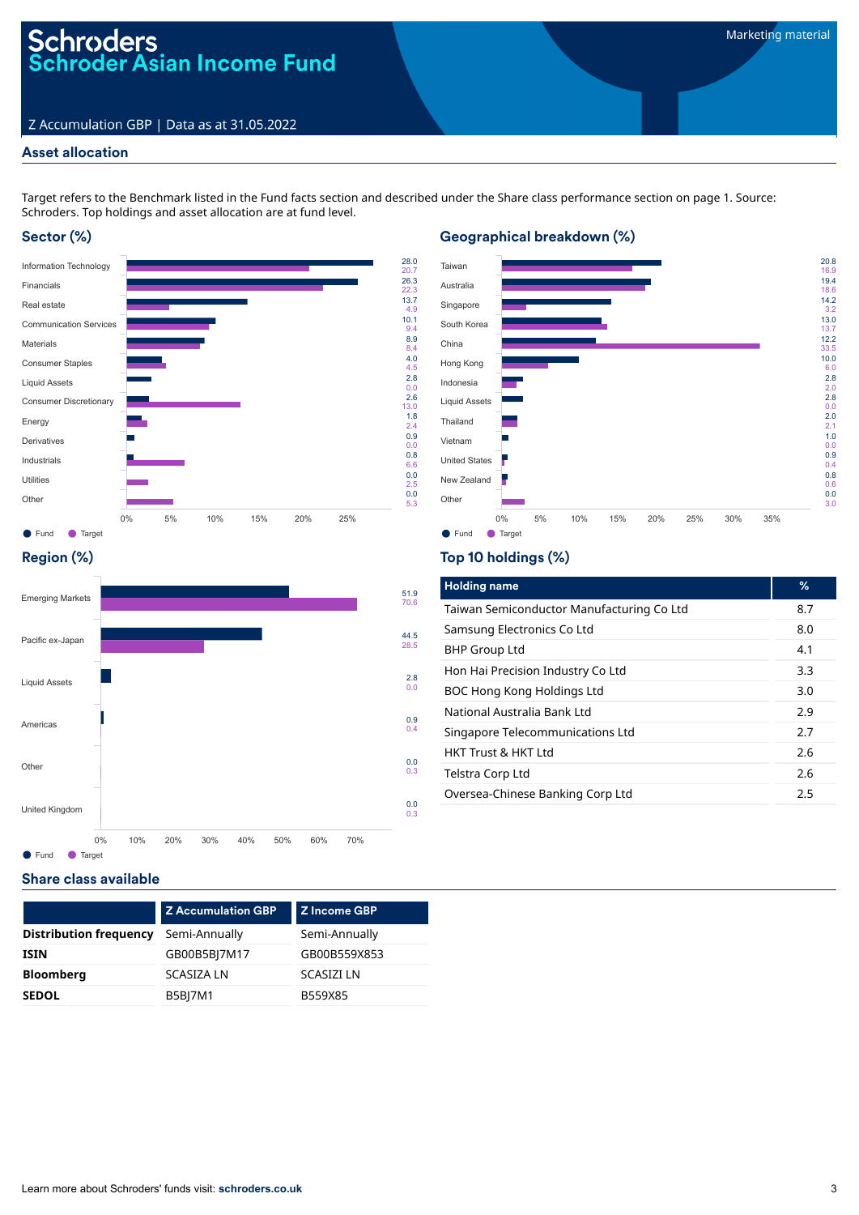# Schroders
# Schroder Asian Income Fund

Marketing material

Z Accumulation GBP | Data as at 31.05.2022

## Asset allocation

Target refers to the Benchmark listed in the Fund facts section and described under the Share class performance section on page 1. Source: Schroders. Top holdings and asset allocation are at fund level.

### Sector (%)

| Sector | Fund | Target |
|---|---|---|
| Information Technology | 28.0 | 20.7 |
| Financials | 26.3 | 22.3 |
| Real estate | 13.7 | 4.9 |
| Communication Services | 10.1 | 9.4 |
| Materials | 8.9 | 8.4 |
| Consumer Staples | 4.0 | 4.5 |
| Liquid Assets | 2.8 | 0.0 |
| Consumer Discretionary | 2.6 | 13.0 |
| Energy | 1.8 | 2.4 |
| Derivatives | 0.9 | 0.0 |
| Industrials | 0.8 | 6.6 |
| Utilities | 0.0 | 2.5 |
| Other | 0.0 | 5.3 |

### Geographical breakdown (%)

| Country | Fund | Target |
|---|---|---|
| Taiwan | 20.8 | 16.9 |
| Australia | 19.4 | 18.6 |
| Singapore | 14.2 | 3.2 |
| South Korea | 13.0 | 13.7 |
| China | 12.2 | 33.5 |
| Hong Kong | 10.0 | 6.0 |
| Indonesia | 2.8 | 2.0 |
| Liquid Assets | 2.8 | 0.0 |
| Thailand | 2.0 | 2.1 |
| Vietnam | 1.0 | 0.0 |
| United States | 0.9 | 0.4 |
| New Zealand | 0.8 | 0.6 |
| Other | 0.0 | 3.0 |

### Region (%)

| Region | Fund | Target |
|---|---|---|
| Emerging Markets | 51.9 | 70.6 |
| Pacific ex-Japan | 44.5 | 28.5 |
| Liquid Assets | 2.8 | 0.0 |
| Americas | 0.9 | 0.4 |
| Other | 0.0 | 0.3 |
| United Kingdom | 0.0 | 0.3 |

### Top 10 holdings (%)

| Holding name | % |
|---|---|
| Taiwan Semiconductor Manufacturing Co Ltd | 8.7 |
| Samsung Electronics Co Ltd | 8.0 |
| BHP Group Ltd | 4.1 |
| Hon Hai Precision Industry Co Ltd | 3.3 |
| BOC Hong Kong Holdings Ltd | 3.0 |
| National Australia Bank Ltd | 2.9 |
| Singapore Telecommunications Ltd | 2.7 |
| HKT Trust & HKT Ltd | 2.6 |
| Telstra Corp Ltd | 2.6 |
| Oversea-Chinese Banking Corp Ltd | 2.5 |

## Share class available

| | Z Accumulation GBP | Z Income GBP |
|---|---|---|
| **Distribution frequency** | Semi-Annually | Semi-Annually |
| **ISIN** | GB00B5BJ7M17 | GB00B559X853 |
| **Bloomberg** | SCASIZA LN | SCASIZI LN |
| **SEDOL** | B5BJ7M1 | B559X85 |

Learn more about Schroders' funds visit: **schroders.co.uk**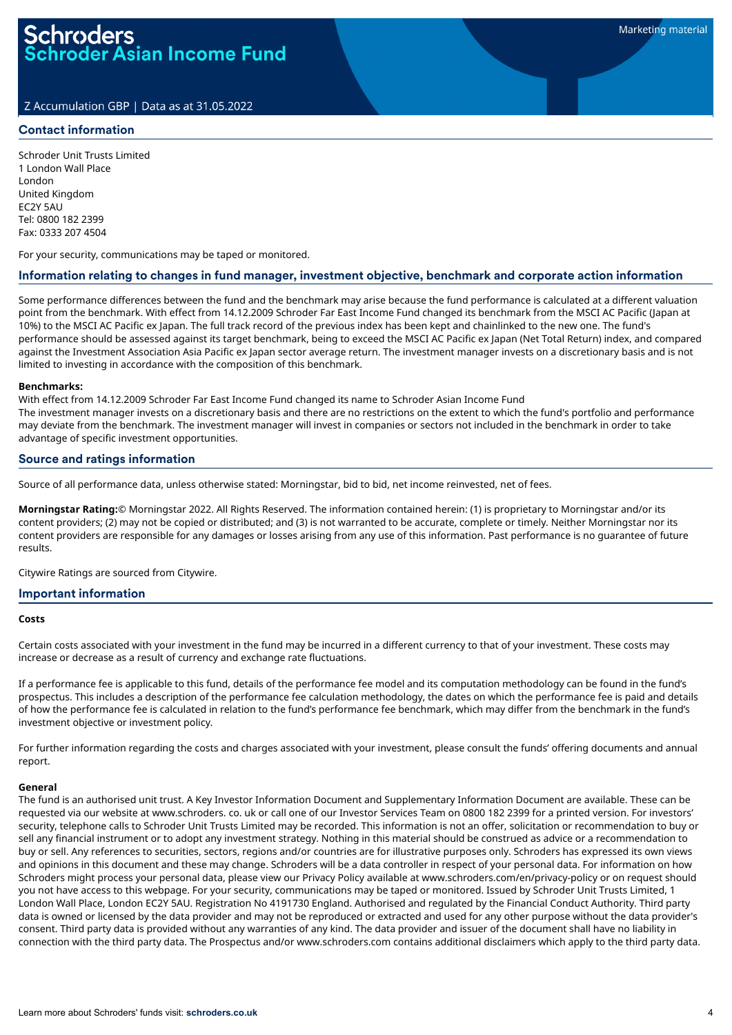# Schroders
## Schroder Asian Income Fund

Marketing material

Z Accumulation GBP | Data as at 31.05.2022

## Contact information

Schroder Unit Trusts Limited
1 London Wall Place
London
United Kingdom
EC2Y 5AU
Tel: 0800 182 2399
Fax: 0333 207 4504

For your security, communications may be taped or monitored.

## Information relating to changes in fund manager, investment objective, benchmark and corporate action information

Some performance differences between the fund and the benchmark may arise because the fund performance is calculated at a different valuation point from the benchmark. With effect from 14.12.2009 Schroder Far East Income Fund changed its benchmark from the MSCI AC Pacific (Japan at 10%) to the MSCI AC Pacific ex Japan. The full track record of the previous index has been kept and chainlinked to the new one. The fund's performance should be assessed against its target benchmark, being to exceed the MSCI AC Pacific ex Japan (Net Total Return) index, and compared against the Investment Association Asia Pacific ex Japan sector average return. The investment manager invests on a discretionary basis and is not limited to investing in accordance with the composition of this benchmark.

**Benchmarks:**

With effect from 14.12.2009 Schroder Far East Income Fund changed its name to Schroder Asian Income Fund
The investment manager invests on a discretionary basis and there are no restrictions on the extent to which the fund's portfolio and performance may deviate from the benchmark. The investment manager will invest in companies or sectors not included in the benchmark in order to take advantage of specific investment opportunities.

## Source and ratings information

Source of all performance data, unless otherwise stated: Morningstar, bid to bid, net income reinvested, net of fees.

**Morningstar Rating:**© Morningstar 2022. All Rights Reserved. The information contained herein: (1) is proprietary to Morningstar and/or its content providers; (2) may not be copied or distributed; and (3) is not warranted to be accurate, complete or timely. Neither Morningstar nor its content providers are responsible for any damages or losses arising from any use of this information. Past performance is no guarantee of future results.

Citywire Ratings are sourced from Citywire.

## Important information

**Costs**

Certain costs associated with your investment in the fund may be incurred in a different currency to that of your investment. These costs may increase or decrease as a result of currency and exchange rate fluctuations.

If a performance fee is applicable to this fund, details of the performance fee model and its computation methodology can be found in the fund's prospectus. This includes a description of the performance fee calculation methodology, the dates on which the performance fee is paid and details of how the performance fee is calculated in relation to the fund's performance fee benchmark, which may differ from the benchmark in the fund's investment objective or investment policy.

For further information regarding the costs and charges associated with your investment, please consult the funds' offering documents and annual report.

**General**

The fund is an authorised unit trust. A Key Investor Information Document and Supplementary Information Document are available. These can be requested via our website at www.schroders. co. uk or call one of our Investor Services Team on 0800 182 2399 for a printed version. For investors' security, telephone calls to Schroder Unit Trusts Limited may be recorded. This information is not an offer, solicitation or recommendation to buy or sell any financial instrument or to adopt any investment strategy. Nothing in this material should be construed as advice or a recommendation to buy or sell. Any references to securities, sectors, regions and/or countries are for illustrative purposes only. Schroders has expressed its own views and opinions in this document and these may change. Schroders will be a data controller in respect of your personal data. For information on how Schroders might process your personal data, please view our Privacy Policy available at www.schroders.com/en/privacy-policy or on request should you not have access to this webpage. For your security, communications may be taped or monitored. Issued by Schroder Unit Trusts Limited, 1 London Wall Place, London EC2Y 5AU. Registration No 4191730 England. Authorised and regulated by the Financial Conduct Authority. Third party data is owned or licensed by the data provider and may not be reproduced or extracted and used for any other purpose without the data provider's consent. Third party data is provided without any warranties of any kind. The data provider and issuer of the document shall have no liability in connection with the third party data. The Prospectus and/or www.schroders.com contains additional disclaimers which apply to the third party data.

Learn more about Schroders' funds visit: **schroders.co.uk**